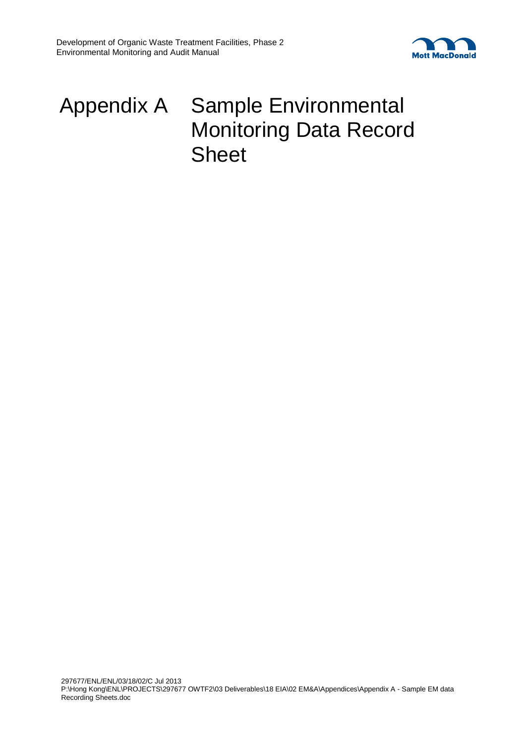# Appendix A Sample Environmental Monitoring Data Record Sheet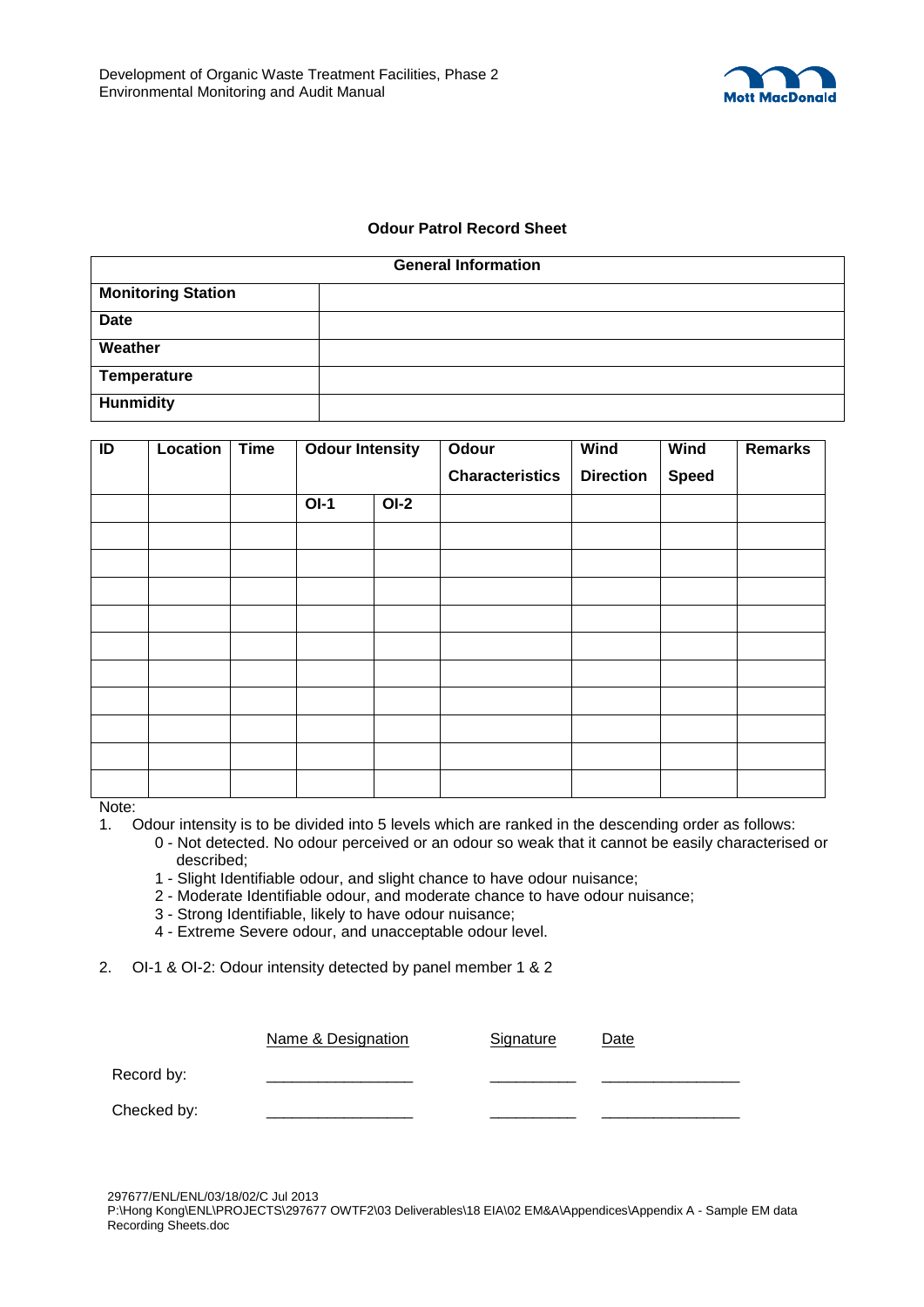## Odour Patrol Record Sheet

| General Information | |
|---|---|
| **Monitoring Station** | |
| **Date** | |
| **Weather** | |
| **Temperature** | |
| **Hunmidity** | |

| ID | Location | Time | Odour Intensity | | Odour Characteristics | Wind Direction | Wind Speed | Remarks |
|---|---|---|---|---|---|---|---|---|
| | | | **OI-1** | **OI-2** | | | | |
| | | | | | | | | |
| | | | | | | | | |
| | | | | | | | | |
| | | | | | | | | |
| | | | | | | | | |
| | | | | | | | | |
| | | | | | | | | |
| | | | | | | | | |
| | | | | | | | | |
| | | | | | | | | |

Note:

1. Odour intensity is to be divided into 5 levels which are ranked in the descending order as follows:
   - 0 - Not detected. No odour perceived or an odour so weak that it cannot be easily characterised or described;
   - 1 - Slight Identifiable odour, and slight chance to have odour nuisance;
   - 2 - Moderate Identifiable odour, and moderate chance to have odour nuisance;
   - 3 - Strong Identifiable, likely to have odour nuisance;
   - 4 - Extreme Severe odour, and unacceptable odour level.
2. OI-1 & OI-2: Odour intensity detected by panel member 1 & 2

| | Name & Designation | Signature | Date |
|---|---|---|---|
| Record by: | _________________ | __________ | ________________ |
| Checked by: | _________________ | __________ | ________________ |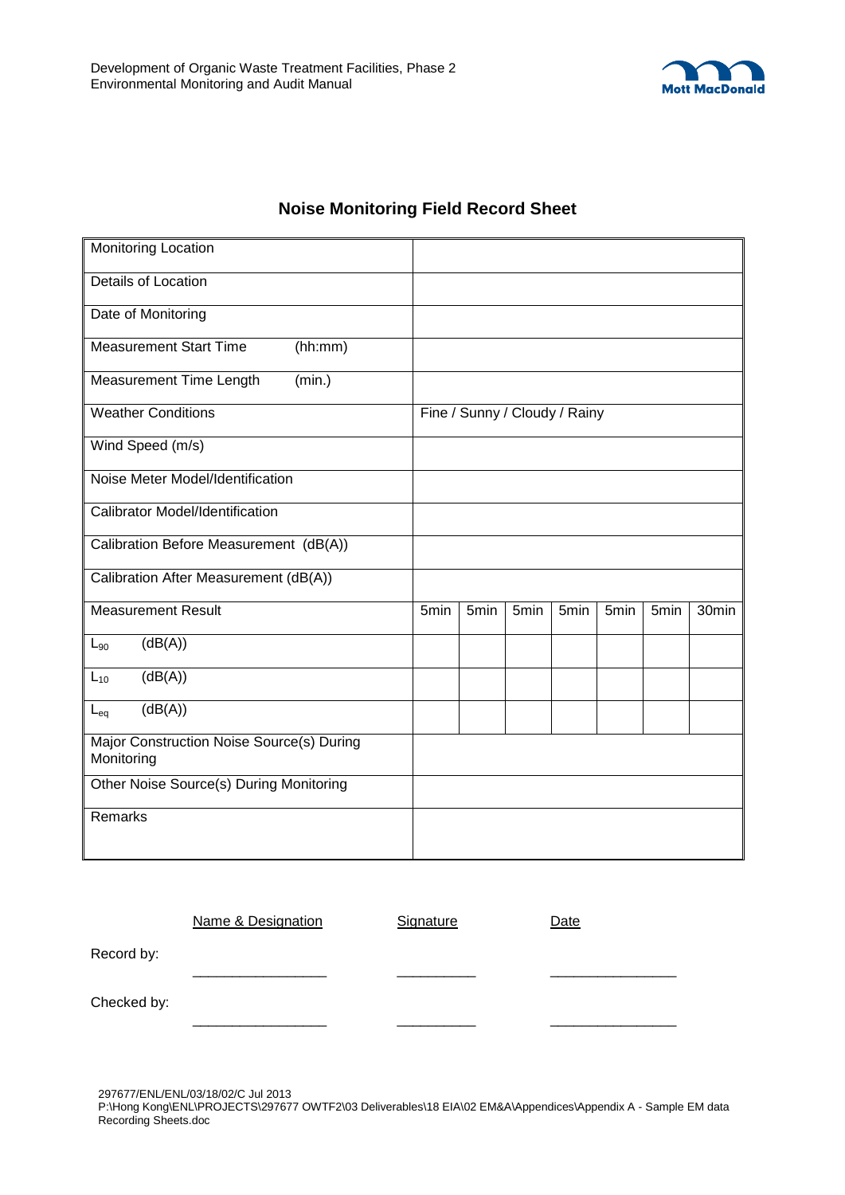## Noise Monitoring Field Record Sheet

| | | | | | | | |
|---|---|---|---|---|---|---|---|
| Monitoring Location | | | | | | | |
| Details of Location | | | | | | | |
| Date of Monitoring | | | | | | | |
| Measurement Start Time (hh:mm) | | | | | | | |
| Measurement Time Length (min.) | | | | | | | |
| Weather Conditions | Fine / Sunny / Cloudy / Rainy | | | | | | |
| Wind Speed (m/s) | | | | | | | |
| Noise Meter Model/Identification | | | | | | | |
| Calibrator Model/Identification | | | | | | | |
| Calibration Before Measurement (dB(A)) | | | | | | | |
| Calibration After Measurement (dB(A)) | | | | | | | |
| Measurement Result | 5min | 5min | 5min | 5min | 5min | 5min | 30min |
| $L_{90}$ (dB(A)) | | | | | | | |
| $L_{10}$ (dB(A)) | | | | | | | |
| $L_{eq}$ (dB(A)) | | | | | | | |
| Major Construction Noise Source(s) During Monitoring | | | | | | | |
| Other Noise Source(s) During Monitoring | | | | | | | |
| Remarks | | | | | | | |

| | Name & Designation | Signature | Date |
|---|---|---|---|
| Record by: | ________________ | __________ | ________________ |
| Checked by: | ________________ | __________ | ________________ |

297677/ENL/ENL/03/18/02/C Jul 2013
P:\Hong Kong\ENL\PROJECTS\297677 OWTF2\03 Deliverables\18 EIA\02 EM&A\Appendices\Appendix A - Sample EM data Recording Sheets.doc